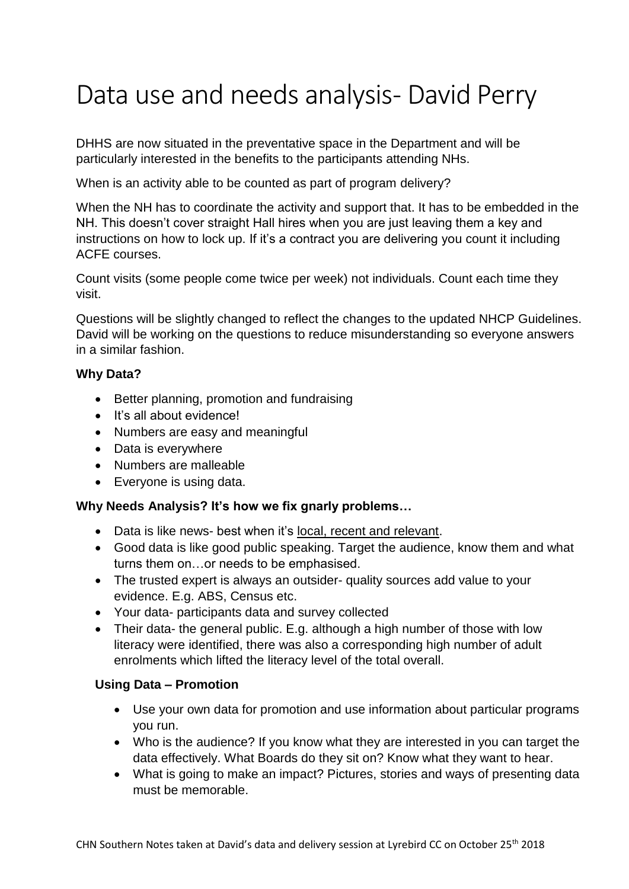# Data use and needs analysis- David Perry

DHHS are now situated in the preventative space in the Department and will be particularly interested in the benefits to the participants attending NHs.

When is an activity able to be counted as part of program delivery?

When the NH has to coordinate the activity and support that. It has to be embedded in the NH. This doesn't cover straight Hall hires when you are just leaving them a key and instructions on how to lock up. If it's a contract you are delivering you count it including ACFE courses.

Count visits (some people come twice per week) not individuals. Count each time they visit.

Questions will be slightly changed to reflect the changes to the updated NHCP Guidelines. David will be working on the questions to reduce misunderstanding so everyone answers in a similar fashion.

**Why Data?**

- Better planning, promotion and fundraising
- It's all about evidence!
- Numbers are easy and meaningful
- Data is everywhere
- Numbers are malleable
- Everyone is using data.

**Why Needs Analysis? It's how we fix gnarly problems…**

- Data is like news- best when it's <u>local, recent and relevant</u>.
- Good data is like good public speaking. Target the audience, know them and what turns them on…or needs to be emphasised.
- The trusted expert is always an outsider- quality sources add value to your evidence. E.g. ABS, Census etc.
- Your data- participants data and survey collected
- Their data- the general public. E.g. although a high number of those with low literacy were identified, there was also a corresponding high number of adult enrolments which lifted the literacy level of the total overall.

**Using Data – Promotion**

- Use your own data for promotion and use information about particular programs you run.
- Who is the audience? If you know what they are interested in you can target the data effectively. What Boards do they sit on? Know what they want to hear.
- What is going to make an impact? Pictures, stories and ways of presenting data must be memorable.

CHN Southern Notes taken at David's data and delivery session at Lyrebird CC on October 25th 2018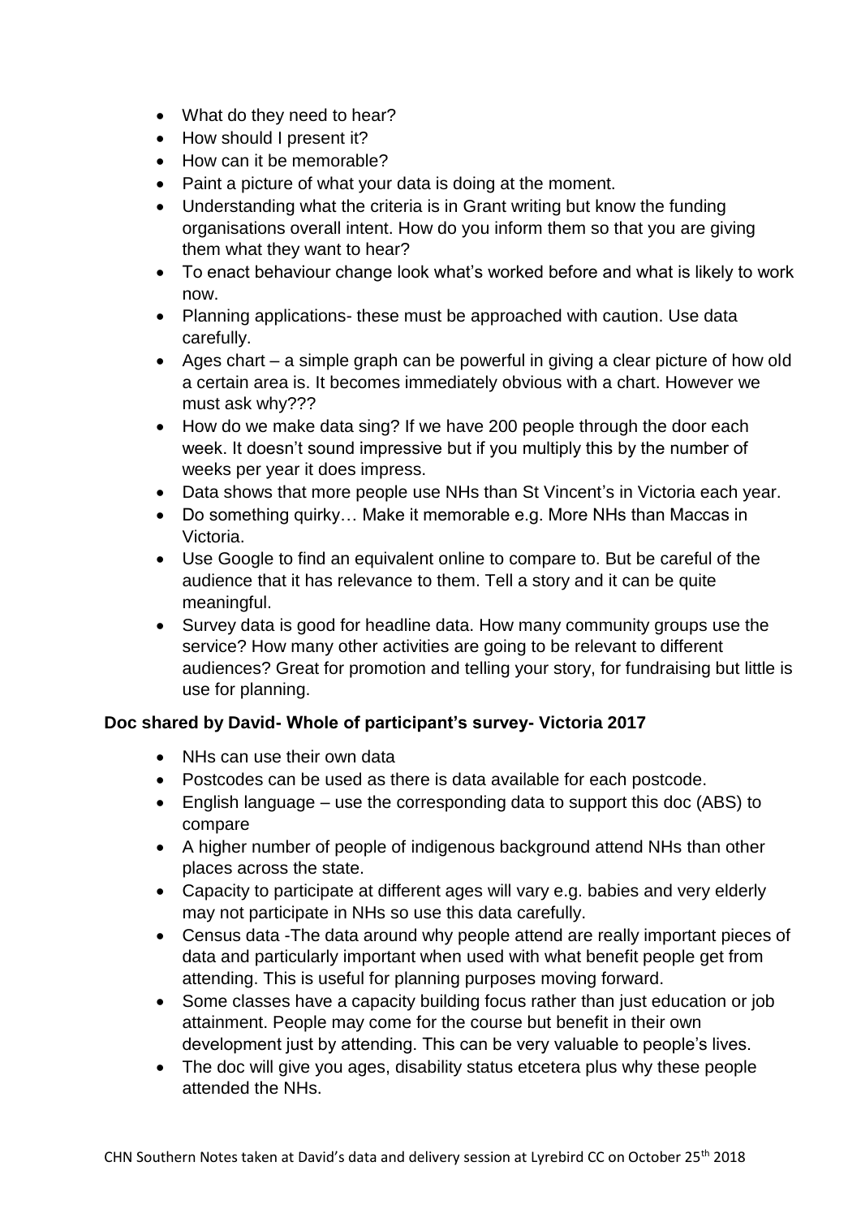- What do they need to hear?
- How should I present it?
- How can it be memorable?
- Paint a picture of what your data is doing at the moment.
- Understanding what the criteria is in Grant writing but know the funding organisations overall intent. How do you inform them so that you are giving them what they want to hear?
- To enact behaviour change look what's worked before and what is likely to work now.
- Planning applications- these must be approached with caution. Use data carefully.
- Ages chart – a simple graph can be powerful in giving a clear picture of how old a certain area is. It becomes immediately obvious with a chart. However we must ask why???
- How do we make data sing? If we have 200 people through the door each week. It doesn't sound impressive but if you multiply this by the number of weeks per year it does impress.
- Data shows that more people use NHs than St Vincent's in Victoria each year.
- Do something quirky… Make it memorable e.g. More NHs than Maccas in Victoria.
- Use Google to find an equivalent online to compare to. But be careful of the audience that it has relevance to them. Tell a story and it can be quite meaningful.
- Survey data is good for headline data. How many community groups use the service? How many other activities are going to be relevant to different audiences? Great for promotion and telling your story, for fundraising but little is use for planning.

**Doc shared by David- Whole of participant's survey- Victoria 2017**

- NHs can use their own data
- Postcodes can be used as there is data available for each postcode.
- English language – use the corresponding data to support this doc (ABS) to compare
- A higher number of people of indigenous background attend NHs than other places across the state.
- Capacity to participate at different ages will vary e.g. babies and very elderly may not participate in NHs so use this data carefully.
- Census data -The data around why people attend are really important pieces of data and particularly important when used with what benefit people get from attending. This is useful for planning purposes moving forward.
- Some classes have a capacity building focus rather than just education or job attainment. People may come for the course but benefit in their own development just by attending. This can be very valuable to people's lives.
- The doc will give you ages, disability status etcetera plus why these people attended the NHs.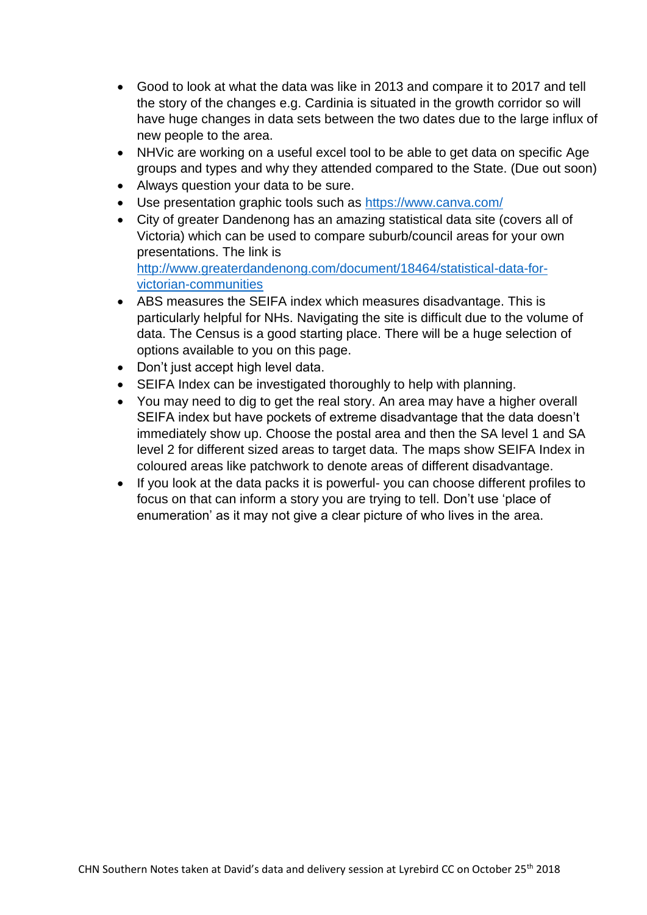- Good to look at what the data was like in 2013 and compare it to 2017 and tell the story of the changes e.g. Cardinia is situated in the growth corridor so will have huge changes in data sets between the two dates due to the large influx of new people to the area.
- NHVic are working on a useful excel tool to be able to get data on specific Age groups and types and why they attended compared to the State. (Due out soon)
- Always question your data to be sure.
- Use presentation graphic tools such as https://www.canva.com/
- City of greater Dandenong has an amazing statistical data site (covers all of Victoria) which can be used to compare suburb/council areas for your own presentations. The link is http://www.greaterdandenong.com/document/18464/statistical-data-for-victorian-communities
- ABS measures the SEIFA index which measures disadvantage. This is particularly helpful for NHs. Navigating the site is difficult due to the volume of data. The Census is a good starting place. There will be a huge selection of options available to you on this page.
- Don't just accept high level data.
- SEIFA Index can be investigated thoroughly to help with planning.
- You may need to dig to get the real story. An area may have a higher overall SEIFA index but have pockets of extreme disadvantage that the data doesn't immediately show up. Choose the postal area and then the SA level 1 and SA level 2 for different sized areas to target data. The maps show SEIFA Index in coloured areas like patchwork to denote areas of different disadvantage.
- If you look at the data packs it is powerful- you can choose different profiles to focus on that can inform a story you are trying to tell. Don't use 'place of enumeration' as it may not give a clear picture of who lives in the area.